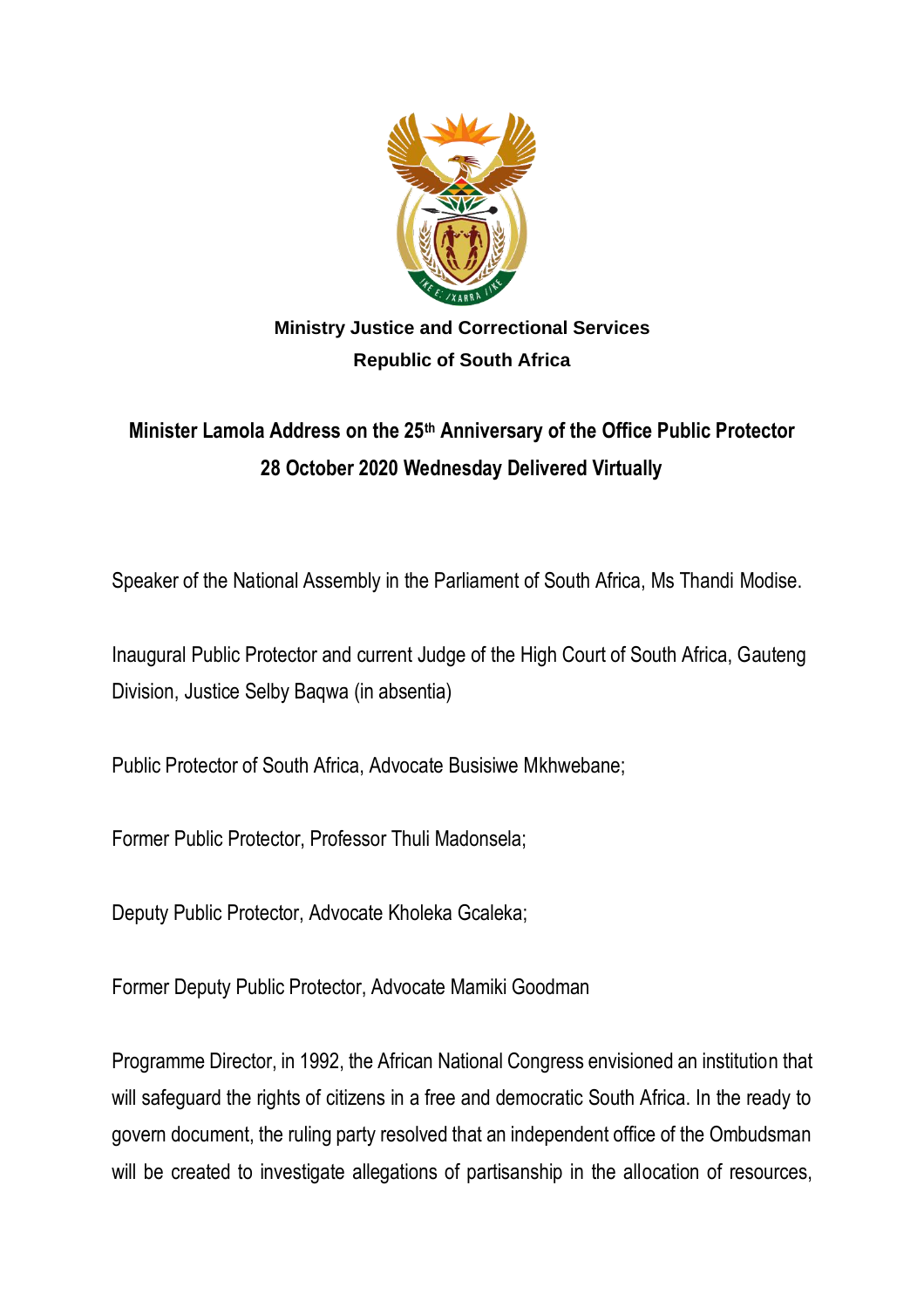**Ministry Justice and Correctional Services**
**Republic of South Africa**

# Minister Lamola Address on the 25th Anniversary of the Office Public Protector 28 October 2020 Wednesday Delivered Virtually

Speaker of the National Assembly in the Parliament of South Africa, Ms Thandi Modise.

Inaugural Public Protector and current Judge of the High Court of South Africa, Gauteng Division, Justice Selby Baqwa (in absentia)

Public Protector of South Africa, Advocate Busisiwe Mkhwebane;

Former Public Protector, Professor Thuli Madonsela;

Deputy Public Protector, Advocate Kholeka Gcaleka;

Former Deputy Public Protector, Advocate Mamiki Goodman

Programme Director, in 1992, the African National Congress envisioned an institution that will safeguard the rights of citizens in a free and democratic South Africa. In the ready to govern document, the ruling party resolved that an independent office of the Ombudsman will be created to investigate allegations of partisanship in the allocation of resources,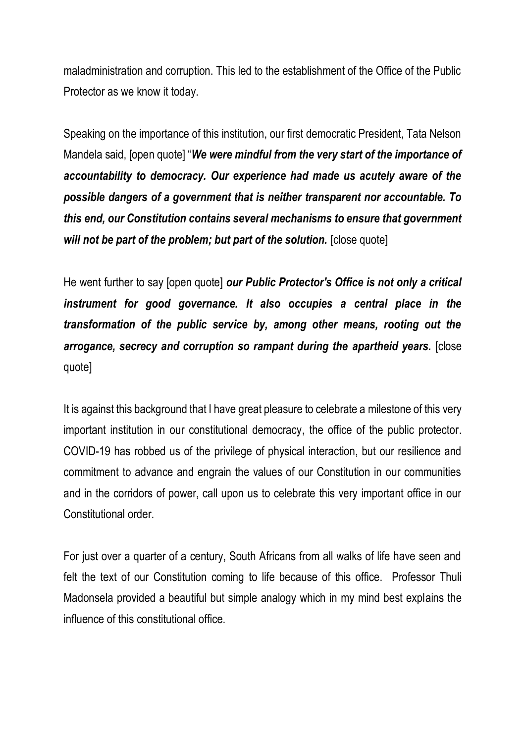maladministration and corruption. This led to the establishment of the Office of the Public Protector as we know it today.

Speaking on the importance of this institution, our first democratic President, Tata Nelson Mandela said, [open quote] "***We were mindful from the very start of the importance of accountability to democracy. Our experience had made us acutely aware of the possible dangers of a government that is neither transparent nor accountable. To this end, our Constitution contains several mechanisms to ensure that government will not be part of the problem; but part of the solution.*** [close quote]

He went further to say [open quote] ***our Public Protector's Office is not only a critical instrument for good governance. It also occupies a central place in the transformation of the public service by, among other means, rooting out the arrogance, secrecy and corruption so rampant during the apartheid years.*** [close quote]

It is against this background that I have great pleasure to celebrate a milestone of this very important institution in our constitutional democracy, the office of the public protector. COVID-19 has robbed us of the privilege of physical interaction, but our resilience and commitment to advance and engrain the values of our Constitution in our communities and in the corridors of power, call upon us to celebrate this very important office in our Constitutional order.

For just over a quarter of a century, South Africans from all walks of life have seen and felt the text of our Constitution coming to life because of this office. Professor Thuli Madonsela provided a beautiful but simple analogy which in my mind best explains the influence of this constitutional office.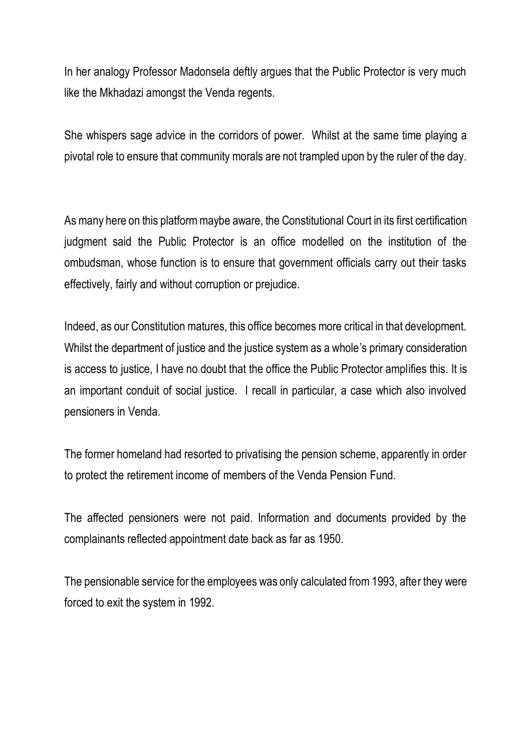In her analogy Professor Madonsela deftly argues that the Public Protector is very much like the Mkhadazi amongst the Venda regents.

She whispers sage advice in the corridors of power. Whilst at the same time playing a pivotal role to ensure that community morals are not trampled upon by the ruler of the day.

As many here on this platform maybe aware, the Constitutional Court in its first certification judgment said the Public Protector is an office modelled on the institution of the ombudsman, whose function is to ensure that government officials carry out their tasks effectively, fairly and without corruption or prejudice.

Indeed, as our Constitution matures, this office becomes more critical in that development. Whilst the department of justice and the justice system as a whole's primary consideration is access to justice, I have no doubt that the office the Public Protector amplifies this. It is an important conduit of social justice. I recall in particular, a case which also involved pensioners in Venda.

The former homeland had resorted to privatising the pension scheme, apparently in order to protect the retirement income of members of the Venda Pension Fund.

The affected pensioners were not paid. Information and documents provided by the complainants reflected appointment date back as far as 1950.

The pensionable service for the employees was only calculated from 1993, after they were forced to exit the system in 1992.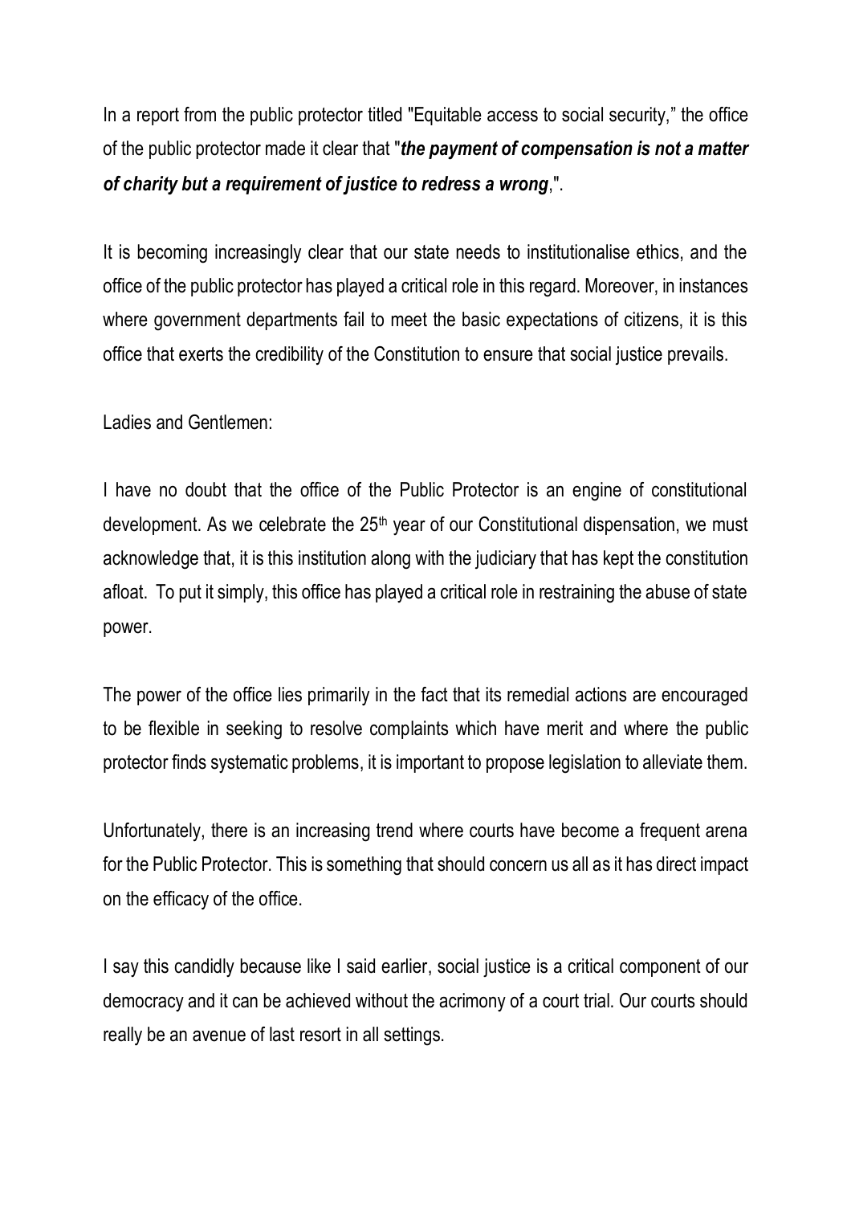In a report from the public protector titled "Equitable access to social security," the office of the public protector made it clear that "***the payment of compensation is not a matter of charity but a requirement of justice to redress a wrong***,".

It is becoming increasingly clear that our state needs to institutionalise ethics, and the office of the public protector has played a critical role in this regard. Moreover, in instances where government departments fail to meet the basic expectations of citizens, it is this office that exerts the credibility of the Constitution to ensure that social justice prevails.

Ladies and Gentlemen:

I have no doubt that the office of the Public Protector is an engine of constitutional development. As we celebrate the 25th year of our Constitutional dispensation, we must acknowledge that, it is this institution along with the judiciary that has kept the constitution afloat. To put it simply, this office has played a critical role in restraining the abuse of state power.

The power of the office lies primarily in the fact that its remedial actions are encouraged to be flexible in seeking to resolve complaints which have merit and where the public protector finds systematic problems, it is important to propose legislation to alleviate them.

Unfortunately, there is an increasing trend where courts have become a frequent arena for the Public Protector. This is something that should concern us all as it has direct impact on the efficacy of the office.

I say this candidly because like I said earlier, social justice is a critical component of our democracy and it can be achieved without the acrimony of a court trial. Our courts should really be an avenue of last resort in all settings.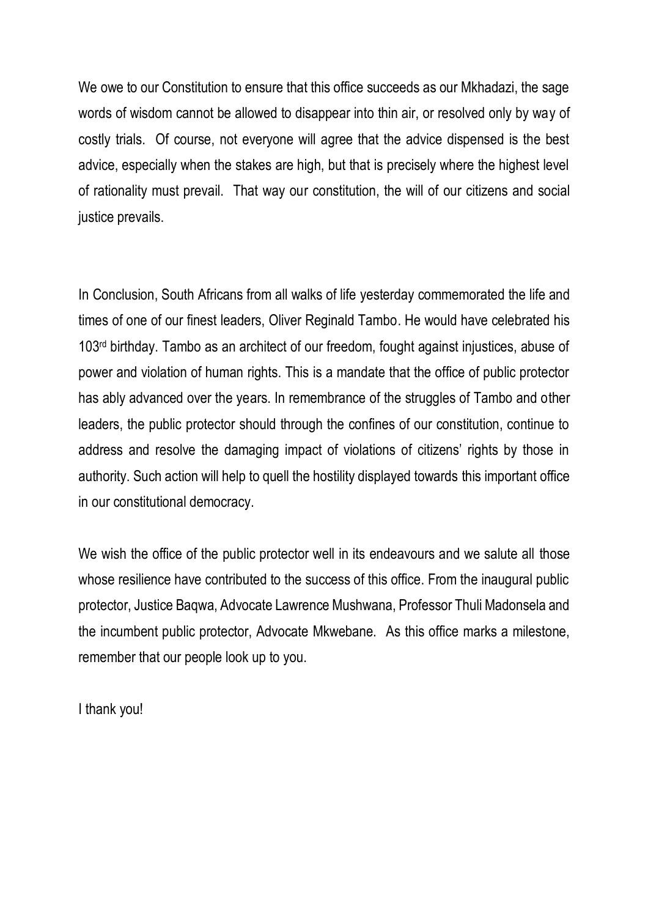We owe to our Constitution to ensure that this office succeeds as our Mkhadazi, the sage words of wisdom cannot be allowed to disappear into thin air, or resolved only by way of costly trials. Of course, not everyone will agree that the advice dispensed is the best advice, especially when the stakes are high, but that is precisely where the highest level of rationality must prevail. That way our constitution, the will of our citizens and social justice prevails.

In Conclusion, South Africans from all walks of life yesterday commemorated the life and times of one of our finest leaders, Oliver Reginald Tambo. He would have celebrated his 103rd birthday. Tambo as an architect of our freedom, fought against injustices, abuse of power and violation of human rights. This is a mandate that the office of public protector has ably advanced over the years. In remembrance of the struggles of Tambo and other leaders, the public protector should through the confines of our constitution, continue to address and resolve the damaging impact of violations of citizens' rights by those in authority. Such action will help to quell the hostility displayed towards this important office in our constitutional democracy.

We wish the office of the public protector well in its endeavours and we salute all those whose resilience have contributed to the success of this office. From the inaugural public protector, Justice Baqwa, Advocate Lawrence Mushwana, Professor Thuli Madonsela and the incumbent public protector, Advocate Mkwebane. As this office marks a milestone, remember that our people look up to you.

I thank you!